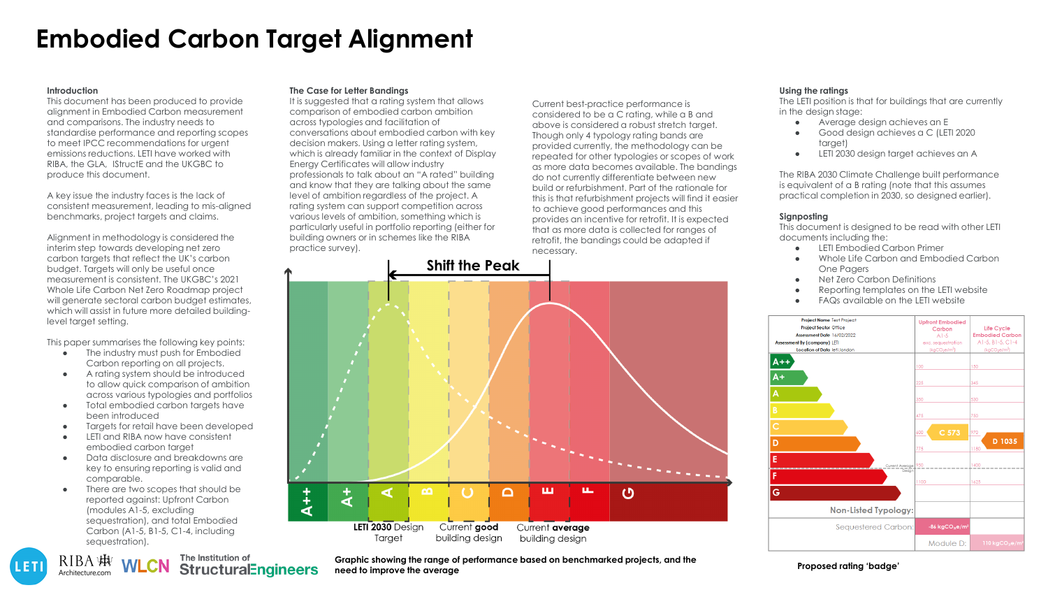# Embodied Carbon Target Alignment

### Introduction

This document has been produced to provide alignment in Embodied Carbon measurement and comparisons. The industry needs to standardise performance and reporting scopes to meet IPCC recommendations for urgent emissions reductions. LETI have worked with RIBA, the GLA, IStructE and the UKGBC to produce this document.

A key issue the industry faces is the lack of consistent measurement, leading to mis-aligned benchmarks, project targets and claims.

Alignment in methodology is considered the interim step towards developing net zero carbon targets that reflect the UK's carbon budget. Targets will only be useful once measurement is consistent. The UKGBC's 2021 Whole Life Carbon Net Zero Roadmap project will generate sectoral carbon budget estimates, which will assist in future more detailed building-level target setting.

This paper summarises the following key points:

- The industry must push for Embodied Carbon reporting on all projects.
- A rating system should be introduced to allow quick comparison of ambition across various typologies and portfolios
- Total embodied carbon targets have been introduced
- Targets for retail have been developed
- LETI and RIBA now have consistent embodied carbon target
- Data disclosure and breakdowns are key to ensuring reporting is valid and comparable.
- There are two scopes that should be reported against: Upfront Carbon (modules A1-5, excluding sequestration), and total Embodied Carbon (A1-5, B1-5, C1-4, including sequestration).

### The Case for Letter Bandings

It is suggested that a rating system that allows comparison of embodied carbon ambition across typologies and facilitation of conversations about embodied carbon with key decision makers. Using a letter rating system, which is already familiar in the context of Display Energy Certificates will allow industry professionals to talk about an "A rated" building and know that they are talking about the same level of ambition regardless of the project. A rating system can support competition across various levels of ambition, something which is particularly useful in portfolio reporting (either for building owners or in schemes like the RIBA practice survey).

Current best-practice performance is considered to be a C rating, while a B and above is considered a robust stretch target. Though only 4 typology rating bands are provided currently, the methodology can be repeated for other typologies or scopes of work as more data becomes available. The bandings do not currently differentiate between new build or refurbishment. Part of the rationale for this is that refurbishment projects will find it easier to achieve good performances and this provides an incentive for retrofit. It is expected that as more data is collected for ranges of retrofit, the bandings could be adapted if necessary.

Shift the Peak

A++ | A+ | A | B | C | D | E | F | G

LETI 2030 Design Target | Current good building design | Current average building design

**Graphic showing the range of performance based on benchmarked projects, and the need to improve the average**

### Using the ratings

The LETI position is that for buildings that are currently in the design stage:

- Average design achieves an E
- Good design achieves a C (LETI 2020 target)
- LETI 2030 design target achieves an A

The RIBA 2030 Climate Challenge built performance is equivalent of a B rating (note that this assumes practical completion in 2030, so designed earlier).

### Signposting

This document is designed to be read with other LETI documents including the:

- LETI Embodied Carbon Primer
- Whole Life Carbon and Embodied Carbon One Pagers
- Net Zero Carbon Definitions
- Reporting templates on the LETI website
- FAQs available on the LETI website

Project Name: Test Project
Project Sector: Office
Assessment Date: 16/02/2022
Assessment By (company): LETI
Location of Data: leti.london

| Rating | Upfront Embodied Carbon A1-5 exc. sequestration (kgCO₂e/m²) | Life Cycle Embodied Carbon A1-5, B1-5, C1-4 (kgCO₂e/m²) |
|---|---|---|
| A++ | 100 | 150 |
| A+ | 225 | 345 |
| A | 350 | 530 |
| B | 475 | 750 |
| C | 600 — C 573 | 970 |
| D | 775 | 1180 — D 1035 |
| E | 950 (Current Average Design) | 1400 |
| F | 1100 | 1625 |
| G | | |
| Non-Listed Typology: | | |
| Sequestered Carbon: | -86 $kgCO_2e/m^2$ | |
| Module D: | | 110 $kgCO_2e/m^2$ |

**Proposed rating 'badge'**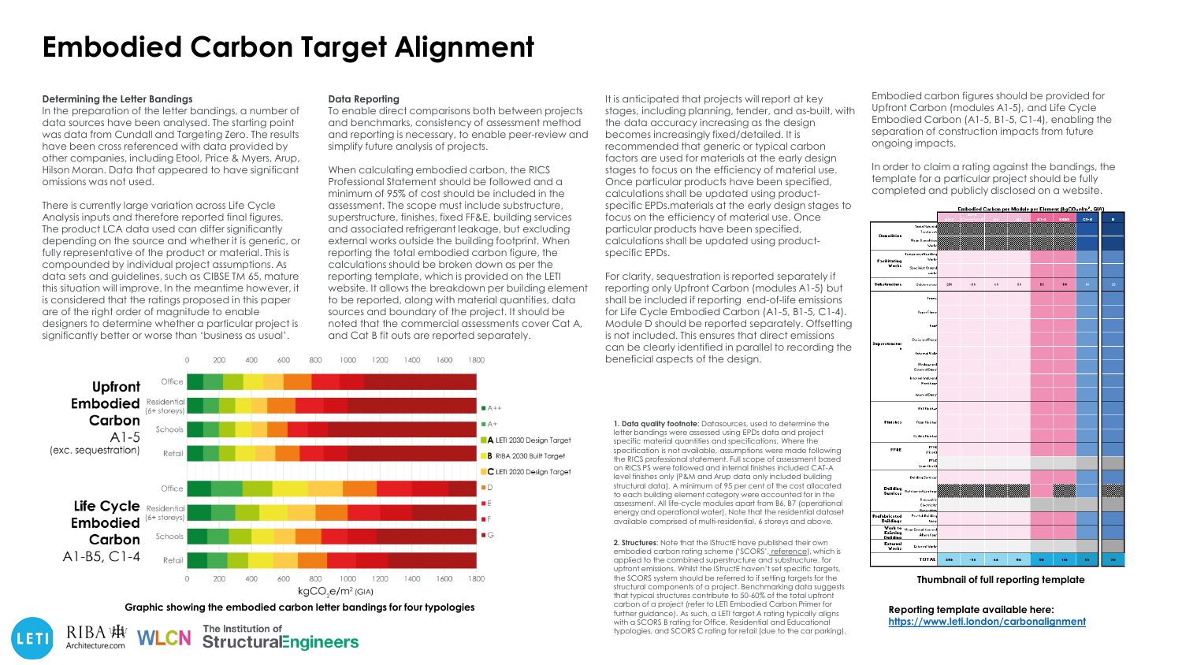# Embodied Carbon Target Alignment

**Determining the Letter Bandings**
In the preparation of the letter bandings, a number of data sources have been analysed. The starting point was data from Cundall and Targeting Zero. The results have been cross referenced with data provided by other companies, including Etool, Price & Myers, Arup, Hilson Moran. Data that appeared to have significant omissions was not used.

There is currently large variation across Life Cycle Analysis inputs and therefore reported final figures. The product LCA data used can differ significantly depending on the source and whether it is generic, or fully representative of the product or material. This is compounded by individual project assumptions. As data sets and guidelines, such as CIBSE TM 65, mature this situation will improve. In the meantime however, it is considered that the ratings proposed in this paper are of the right order of magnitude to enable designers to determine whether a particular project is significantly better or worse than 'business as usual'.

**Data Reporting**
To enable direct comparisons both between projects and benchmarks, consistency of assessment method and reporting is necessary, to enable peer-review and simplify future analysis of projects.

When calculating embodied carbon, the RICS Professional Statement should be followed and a minimum of 95% of cost should be included in the assessment. The scope must include substructure, superstructure, finishes, fixed FF&E, building services and associated refrigerant leakage, but excluding external works outside the building footprint. When reporting the total embodied carbon figure, the calculations should be broken down as per the reporting template, which is provided on the LETI website. It allows the breakdown per building element to be reported, along with material quantities, data sources and boundary of the project. It should be noted that the commercial assessments cover Cat A, and Cat B fit outs are reported separately.

It is anticipated that projects will report at key stages, including planning, tender, and as-built, with the data accuracy increasing as the design becomes increasingly fixed/detailed. It is recommended that generic or typical carbon factors are used for materials at the early design stages to focus on the efficiency of material use. Once particular products have been specified, calculations shall be updated using product-specific EPDs.materials at the early design stages to focus on the efficiency of material use. Once particular products have been specified, calculations shall be updated using product-specific EPDs.

For clarity, sequestration is reported separately if reporting only Upfront Carbon (modules A1-5) but shall be included if reporting end-of-life emissions for Life Cycle Embodied Carbon (A1-5, B1-5, C1-4). Module D should be reported separately. Offsetting is not included. This ensures that direct emissions can be clearly identified in parallel to recording the beneficial aspects of the design.

Upfront Embodied Carbon A1-5 (exc. sequestration): Office, Residential (6+ storeys), Schools, Retail

Life Cycle Embodied Carbon A1-B5, C1-4: Office, Residential (6+ storeys), Schools, Retail

Axis: 0 – 1800 kgCO$_2$e/m$^2$ (GIA)

Legend: A++, A+, A LETI 2030 Design Target, B RIBA 2030 Built Target, C LETI 2020 Design Target, D, E, F, G

Graphic showing the embodied carbon letter bandings for four typologies

**1. Data quality footnote**: Datasources, used to determine the letter bandings were assessed using EPDs data and project specific material quantities and specifications. Where the specification is not available, assumptions were made following the RICS professional statement. Full scope of assessment based on RICS PS were followed and internal finishes included CAT-A level finishes only (P&M and Arup data only included building structural data). A minimum of 95 per cent of the cost allocated to each building element category were accounted for in the assessment. All life-cycle modules apart from B6, B7 (operational energy and operational water). Note that the residential dataset available comprised of multi-residential, 6 storeys and above.

**2. Structures**: Note that the IStructE have published their own embodied carbon rating scheme ('SCORS', reference), which is applied to the combined superstructure and substructure, for upfront emissions. Whilst the IStructE haven't set specific targets, the SCORS system should be referred to if setting targets for the structural components of a project. Benchmarking data suggests that typical structures contribute to 50-60% of the total upfront carbon of a project (refer to LETI Embodied Carbon Primer for further guidance). As such, a LETI target A rating typically aligns with a SCORS B rating for Office, Residential and Educational typologies, and SCORS C rating for retail (due to the car parking).

Embodied carbon figures should be provided for Upfront Carbon (modules A1-5), and Life Cycle Embodied Carbon (A1-5, B1-5, C1-4), enabling the separation of construction impacts from future ongoing impacts.

In order to claim a rating against the bandings, the template for a particular project should be fully completed and publicly disclosed on a website.

Thumbnail of full reporting template

**Reporting template available here:**
https://www.leti.london/carbonalignment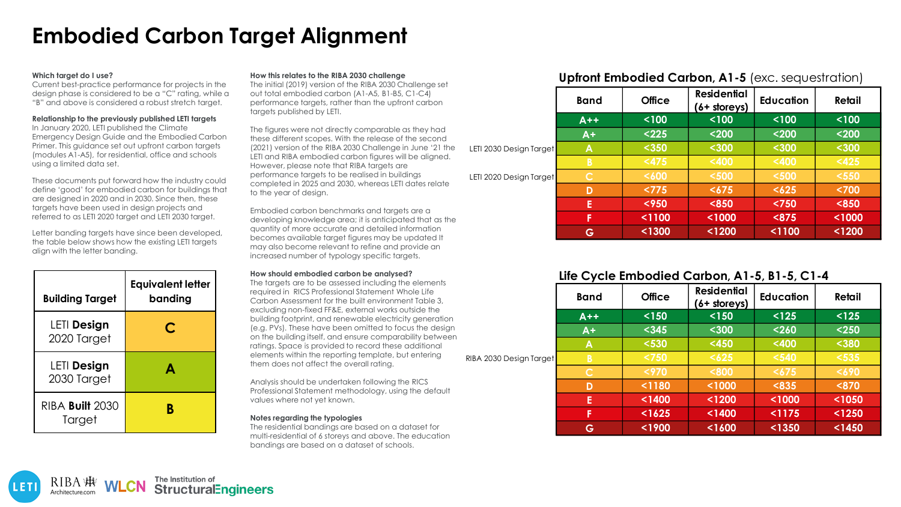# Embodied Carbon Target Alignment

**Which target do I use?**
Current best-practice performance for projects in the design phase is considered to be a "C" rating, while a "B" and above is considered a robust stretch target.

**Relationship to the previously published LETI targets**
In January 2020, LETI published the Climate Emergency Design Guide and the Embodied Carbon Primer. This guidance set out upfront carbon targets (modules A1-A5), for residential, office and schools using a limited data set.

These documents put forward how the industry could define 'good' for embodied carbon for buildings that are designed in 2020 and in 2030. Since then, these targets have been used in design projects and referred to as LETI 2020 target and LETI 2030 target.

Letter banding targets have since been developed, the table below shows how the existing LETI targets align with the letter banding.

| Building Target | Equivalent letter banding |
| --- | --- |
| LETI **Design** 2020 Target | **C** |
| LETI **Design** 2030 Target | **A** |
| RIBA **Built** 2030 Target | **B** |

**How this relates to the RIBA 2030 challenge**
The initial (2019) version of the RIBA 2030 Challenge set out total embodied carbon (A1-A5, B1-B5, C1-C4) performance targets, rather than the upfront carbon targets published by LETI.

The figures were not directly comparable as they had these different scopes. With the release of the second (2021) version of the RIBA 2030 Challenge in June '21 the LETI and RIBA embodied carbon figures will be aligned. However, please note that RIBA targets are performance targets to be realised in buildings completed in 2025 and 2030, whereas LETI dates relate to the year of design.

Embodied carbon benchmarks and targets are a developing knowledge area; it is anticipated that as the quantity of more accurate and detailed information becomes available target figures may be updated It may also become relevant to refine and provide an increased number of typology specific targets.

**How should embodied carbon be analysed?**
The targets are to be assessed including the elements required in RICS Professional Statement Whole Life Carbon Assessment for the built environment Table 3, excluding non-fixed FF&E, external works outside the building footprint, and renewable electricity generation (e.g. PVs). These have been omitted to focus the design on the building itself, and ensure comparability between ratings. Space is provided to record these additional elements within the reporting template, but entering them does not affect the overall rating.

Analysis should be undertaken following the RICS Professional Statement methodology, using the default values where not yet known.

**Notes regarding the typologies**
The residential bandings are based on a dataset for multi-residential of 6 storeys and above. The education bandings are based on a dataset of schools.

## Upfront Embodied Carbon, A1-5 (exc. sequestration)

| | Band | Office | Residential (6+ storeys) | Education | Retail |
| --- | --- | --- | --- | --- | --- |
| | A++ | <100 | <100 | <100 | <100 |
| | A+ | <225 | <200 | <200 | <200 |
| LETI 2030 Design Target | A | <350 | <300 | <300 | <300 |
| | B | <475 | <400 | <400 | <425 |
| LETI 2020 Design Target | C | <600 | <500 | <500 | <550 |
| | D | <775 | <675 | <625 | <700 |
| | E | <950 | <850 | <750 | <850 |
| | F | <1100 | <1000 | <875 | <1000 |
| | G | <1300 | <1200 | <1100 | <1200 |

## Life Cycle Embodied Carbon, A1-5, B1-5, C1-4

| | Band | Office | Residential (6+ storeys) | Education | Retail |
| --- | --- | --- | --- | --- | --- |
| | A++ | <150 | <150 | <125 | <125 |
| | A+ | <345 | <300 | <260 | <250 |
| | A | <530 | <450 | <400 | <380 |
| RIBA 2030 Design Target | B | <750 | <625 | <540 | <535 |
| | C | <970 | <800 | <675 | <690 |
| | D | <1180 | <1000 | <835 | <870 |
| | E | <1400 | <1200 | <1000 | <1050 |
| | F | <1625 | <1400 | <1175 | <1250 |
| | G | <1900 | <1600 | <1350 | <1450 |

LETI RIBA Architecture.com WLCN The Institution of StructuralEngineers